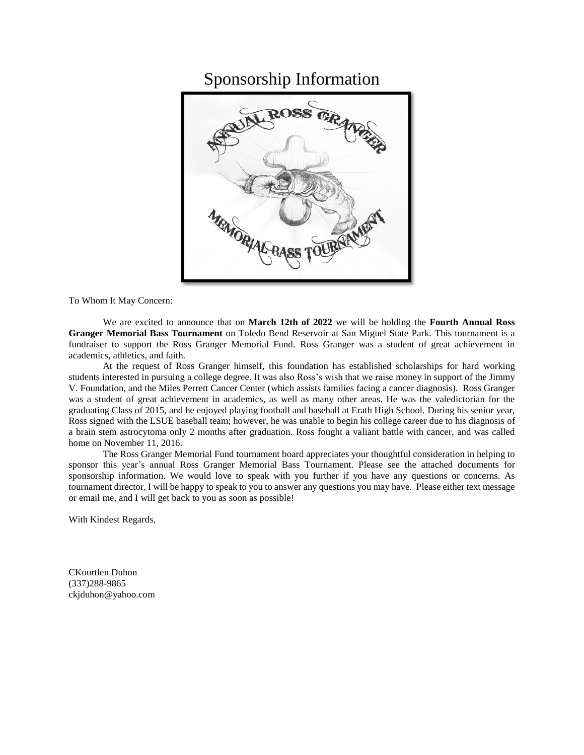# Sponsorship Information

To Whom It May Concern:

We are excited to announce that on **March 12th of 2022** we will be holding the **Fourth Annual Ross Granger Memorial Bass Tournament** on Toledo Bend Reservoir at San Miguel State Park. This tournament is a fundraiser to support the Ross Granger Memorial Fund. Ross Granger was a student of great achievement in academics, athletics, and faith.

At the request of Ross Granger himself, this foundation has established scholarships for hard working students interested in pursuing a college degree. It was also Ross's wish that we raise money in support of the Jimmy V. Foundation, and the Miles Perrett Cancer Center (which assists families facing a cancer diagnosis). Ross Granger was a student of great achievement in academics, as well as many other areas. He was the valedictorian for the graduating Class of 2015, and he enjoyed playing football and baseball at Erath High School. During his senior year, Ross signed with the LSUE baseball team; however, he was unable to begin his college career due to his diagnosis of a brain stem astrocytoma only 2 months after graduation. Ross fought a valiant battle with cancer, and was called home on November 11, 2016.

The Ross Granger Memorial Fund tournament board appreciates your thoughtful consideration in helping to sponsor this year's annual Ross Granger Memorial Bass Tournament. Please see the attached documents for sponsorship information. We would love to speak with you further if you have any questions or concerns. As tournament director, I will be happy to speak to you to answer any questions you may have. Please either text message or email me, and I will get back to you as soon as possible!

With Kindest Regards,

CKourtlen Duhon
(337)288-9865
ckjduhon@yahoo.com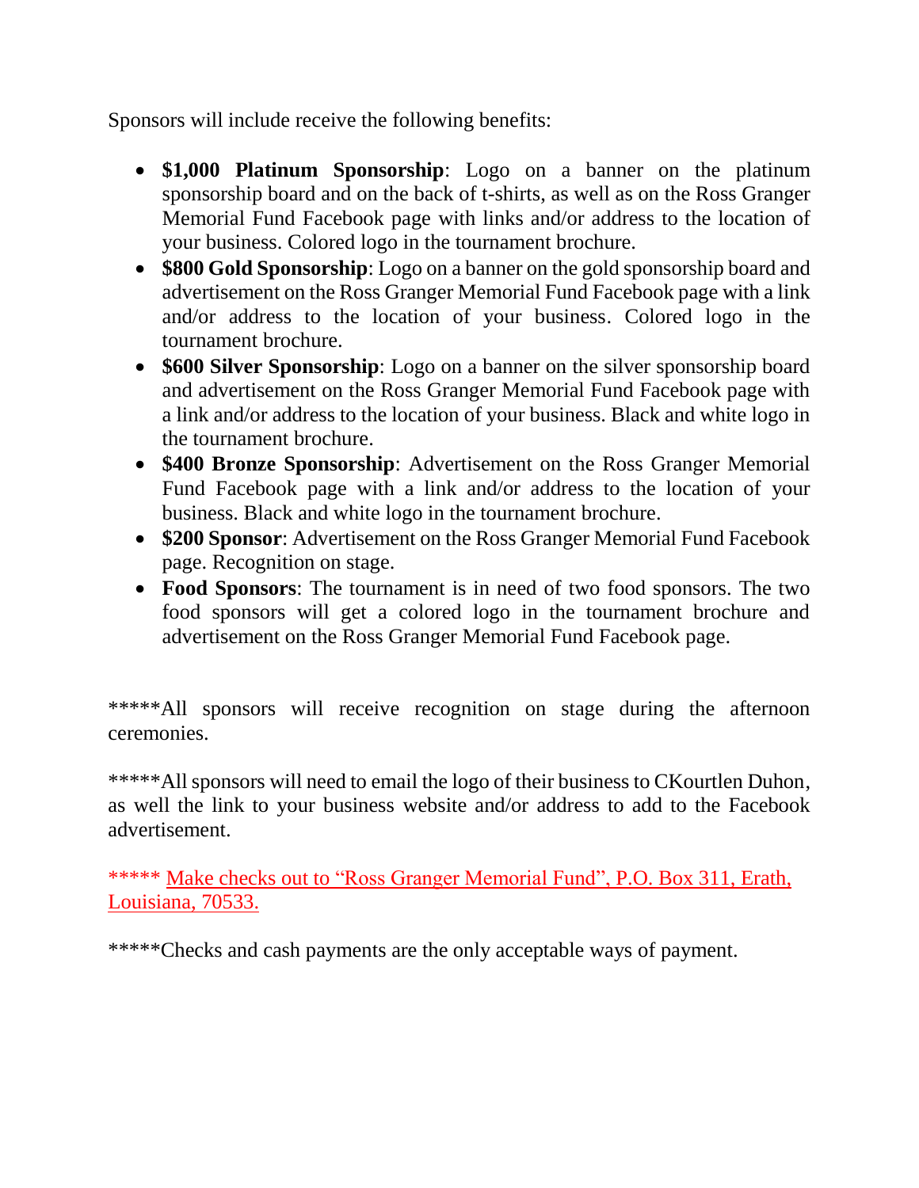Sponsors will include receive the following benefits:

- **$1,000 Platinum Sponsorship**: Logo on a banner on the platinum sponsorship board and on the back of t-shirts, as well as on the Ross Granger Memorial Fund Facebook page with links and/or address to the location of your business. Colored logo in the tournament brochure.
- **$800 Gold Sponsorship**: Logo on a banner on the gold sponsorship board and advertisement on the Ross Granger Memorial Fund Facebook page with a link and/or address to the location of your business. Colored logo in the tournament brochure.
- **$600 Silver Sponsorship**: Logo on a banner on the silver sponsorship board and advertisement on the Ross Granger Memorial Fund Facebook page with a link and/or address to the location of your business. Black and white logo in the tournament brochure.
- **$400 Bronze Sponsorship**: Advertisement on the Ross Granger Memorial Fund Facebook page with a link and/or address to the location of your business. Black and white logo in the tournament brochure.
- **$200 Sponsor**: Advertisement on the Ross Granger Memorial Fund Facebook page. Recognition on stage.
- **Food Sponsors**: The tournament is in need of two food sponsors. The two food sponsors will get a colored logo in the tournament brochure and advertisement on the Ross Granger Memorial Fund Facebook page.

*****All sponsors will receive recognition on stage during the afternoon ceremonies.

*****All sponsors will need to email the logo of their business to CKourtlen Duhon, as well the link to your business website and/or address to add to the Facebook advertisement.

***** Make checks out to "Ross Granger Memorial Fund", P.O. Box 311, Erath, Louisiana, 70533.

*****Checks and cash payments are the only acceptable ways of payment.